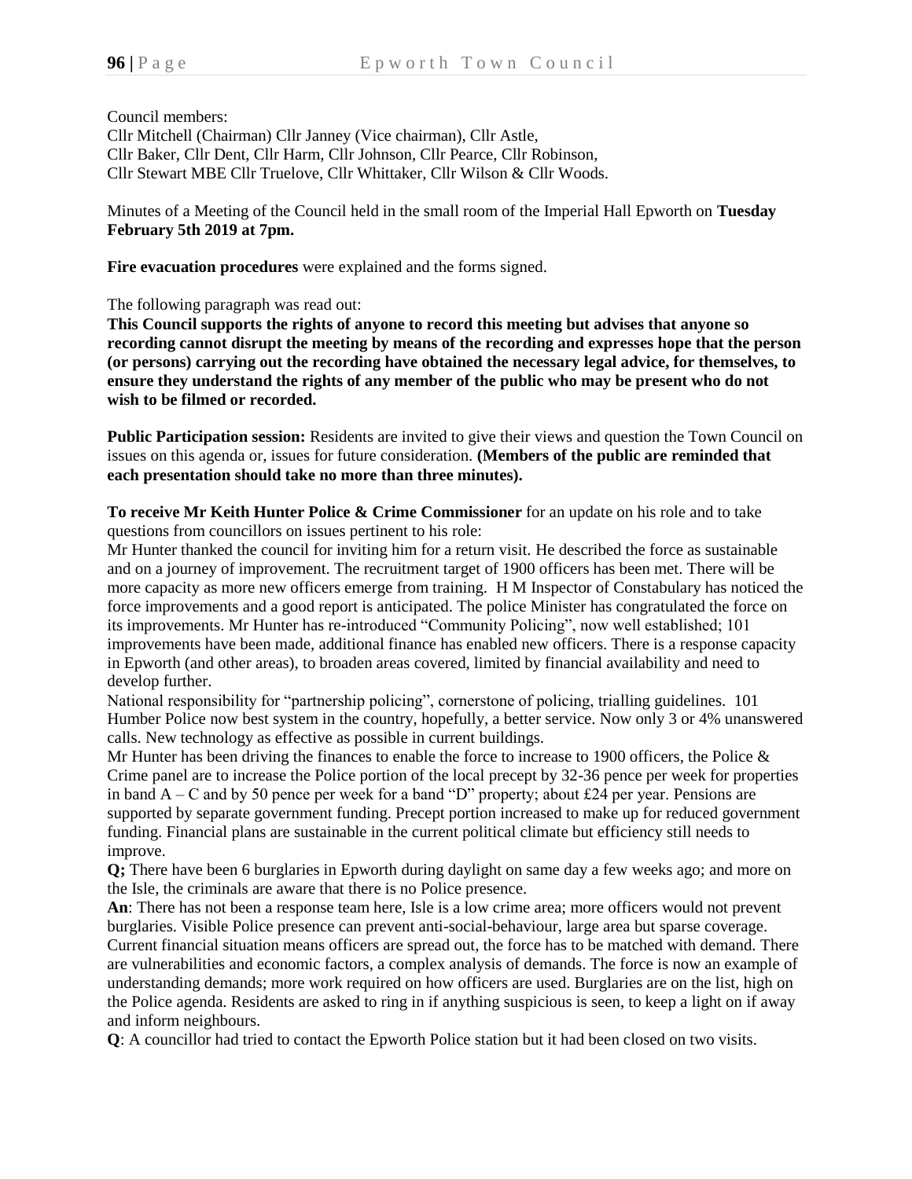Council members:
Cllr Mitchell (Chairman) Cllr Janney (Vice chairman), Cllr Astle,
Cllr Baker, Cllr Dent, Cllr Harm, Cllr Johnson, Cllr Pearce, Cllr Robinson,
Cllr Stewart MBE Cllr Truelove, Cllr Whittaker, Cllr Wilson & Cllr Woods.

Minutes of a Meeting of the Council held in the small room of the Imperial Hall Epworth on **Tuesday February 5th 2019 at 7pm.**

**Fire evacuation procedures** were explained and the forms signed.

The following paragraph was read out:
**This Council supports the rights of anyone to record this meeting but advises that anyone so recording cannot disrupt the meeting by means of the recording and expresses hope that the person (or persons) carrying out the recording have obtained the necessary legal advice, for themselves, to ensure they understand the rights of any member of the public who may be present who do not wish to be filmed or recorded.**

**Public Participation session:** Residents are invited to give their views and question the Town Council on issues on this agenda or, issues for future consideration. **(Members of the public are reminded that each presentation should take no more than three minutes).**

**To receive Mr Keith Hunter Police & Crime Commissioner** for an update on his role and to take questions from councillors on issues pertinent to his role:
Mr Hunter thanked the council for inviting him for a return visit. He described the force as sustainable and on a journey of improvement. The recruitment target of 1900 officers has been met. There will be more capacity as more new officers emerge from training. H M Inspector of Constabulary has noticed the force improvements and a good report is anticipated. The police Minister has congratulated the force on its improvements. Mr Hunter has re-introduced "Community Policing", now well established; 101 improvements have been made, additional finance has enabled new officers. There is a response capacity in Epworth (and other areas), to broaden areas covered, limited by financial availability and need to develop further.
National responsibility for "partnership policing", cornerstone of policing, trialling guidelines. 101 Humber Police now best system in the country, hopefully, a better service. Now only 3 or 4% unanswered calls. New technology as effective as possible in current buildings.
Mr Hunter has been driving the finances to enable the force to increase to 1900 officers, the Police & Crime panel are to increase the Police portion of the local precept by 32-36 pence per week for properties in band A – C and by 50 pence per week for a band "D" property; about £24 per year. Pensions are supported by separate government funding. Precept portion increased to make up for reduced government funding. Financial plans are sustainable in the current political climate but efficiency still needs to improve.
**Q;** There have been 6 burglaries in Epworth during daylight on same day a few weeks ago; and more on the Isle, the criminals are aware that there is no Police presence.
**An**: There has not been a response team here, Isle is a low crime area; more officers would not prevent burglaries. Visible Police presence can prevent anti-social-behaviour, large area but sparse coverage. Current financial situation means officers are spread out, the force has to be matched with demand. There are vulnerabilities and economic factors, a complex analysis of demands. The force is now an example of understanding demands; more work required on how officers are used. Burglaries are on the list, high on the Police agenda. Residents are asked to ring in if anything suspicious is seen, to keep a light on if away and inform neighbours.
**Q**: A councillor had tried to contact the Epworth Police station but it had been closed on two visits.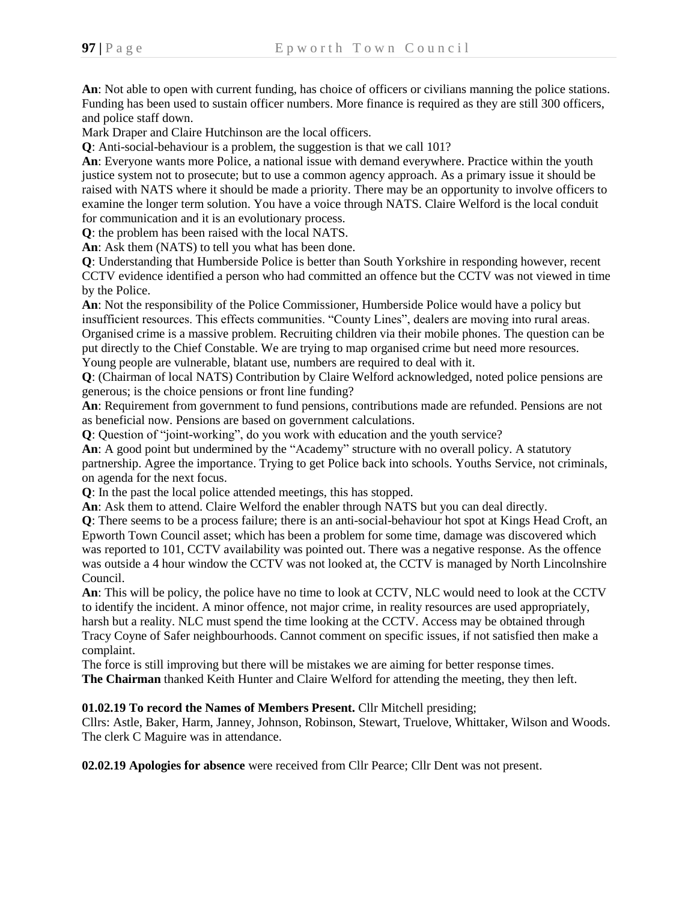**An**: Not able to open with current funding, has choice of officers or civilians manning the police stations. Funding has been used to sustain officer numbers. More finance is required as they are still 300 officers, and police staff down.

Mark Draper and Claire Hutchinson are the local officers.

**Q**: Anti-social-behaviour is a problem, the suggestion is that we call 101?

**An**: Everyone wants more Police, a national issue with demand everywhere. Practice within the youth justice system not to prosecute; but to use a common agency approach. As a primary issue it should be raised with NATS where it should be made a priority. There may be an opportunity to involve officers to examine the longer term solution. You have a voice through NATS. Claire Welford is the local conduit for communication and it is an evolutionary process.

**Q**: the problem has been raised with the local NATS.

**An**: Ask them (NATS) to tell you what has been done.

**Q**: Understanding that Humberside Police is better than South Yorkshire in responding however, recent CCTV evidence identified a person who had committed an offence but the CCTV was not viewed in time by the Police.

**An**: Not the responsibility of the Police Commissioner, Humberside Police would have a policy but insufficient resources. This effects communities. "County Lines", dealers are moving into rural areas. Organised crime is a massive problem. Recruiting children via their mobile phones. The question can be put directly to the Chief Constable. We are trying to map organised crime but need more resources. Young people are vulnerable, blatant use, numbers are required to deal with it.

**Q**: (Chairman of local NATS) Contribution by Claire Welford acknowledged, noted police pensions are generous; is the choice pensions or front line funding?

**An**: Requirement from government to fund pensions, contributions made are refunded. Pensions are not as beneficial now. Pensions are based on government calculations.

**Q**: Question of "joint-working", do you work with education and the youth service?

**An**: A good point but undermined by the "Academy" structure with no overall policy. A statutory partnership. Agree the importance. Trying to get Police back into schools. Youths Service, not criminals, on agenda for the next focus.

**Q**: In the past the local police attended meetings, this has stopped.

**An**: Ask them to attend. Claire Welford the enabler through NATS but you can deal directly.

**Q**: There seems to be a process failure; there is an anti-social-behaviour hot spot at Kings Head Croft, an Epworth Town Council asset; which has been a problem for some time, damage was discovered which was reported to 101, CCTV availability was pointed out. There was a negative response. As the offence was outside a 4 hour window the CCTV was not looked at, the CCTV is managed by North Lincolnshire Council.

**An**: This will be policy, the police have no time to look at CCTV, NLC would need to look at the CCTV to identify the incident. A minor offence, not major crime, in reality resources are used appropriately, harsh but a reality. NLC must spend the time looking at the CCTV. Access may be obtained through Tracy Coyne of Safer neighbourhoods. Cannot comment on specific issues, if not satisfied then make a complaint.

The force is still improving but there will be mistakes we are aiming for better response times.

**The Chairman** thanked Keith Hunter and Claire Welford for attending the meeting, they then left.

**01.02.19 To record the Names of Members Present.** Cllr Mitchell presiding;
Cllrs: Astle, Baker, Harm, Janney, Johnson, Robinson, Stewart, Truelove, Whittaker, Wilson and Woods. The clerk C Maguire was in attendance.

**02.02.19 Apologies for absence** were received from Cllr Pearce; Cllr Dent was not present.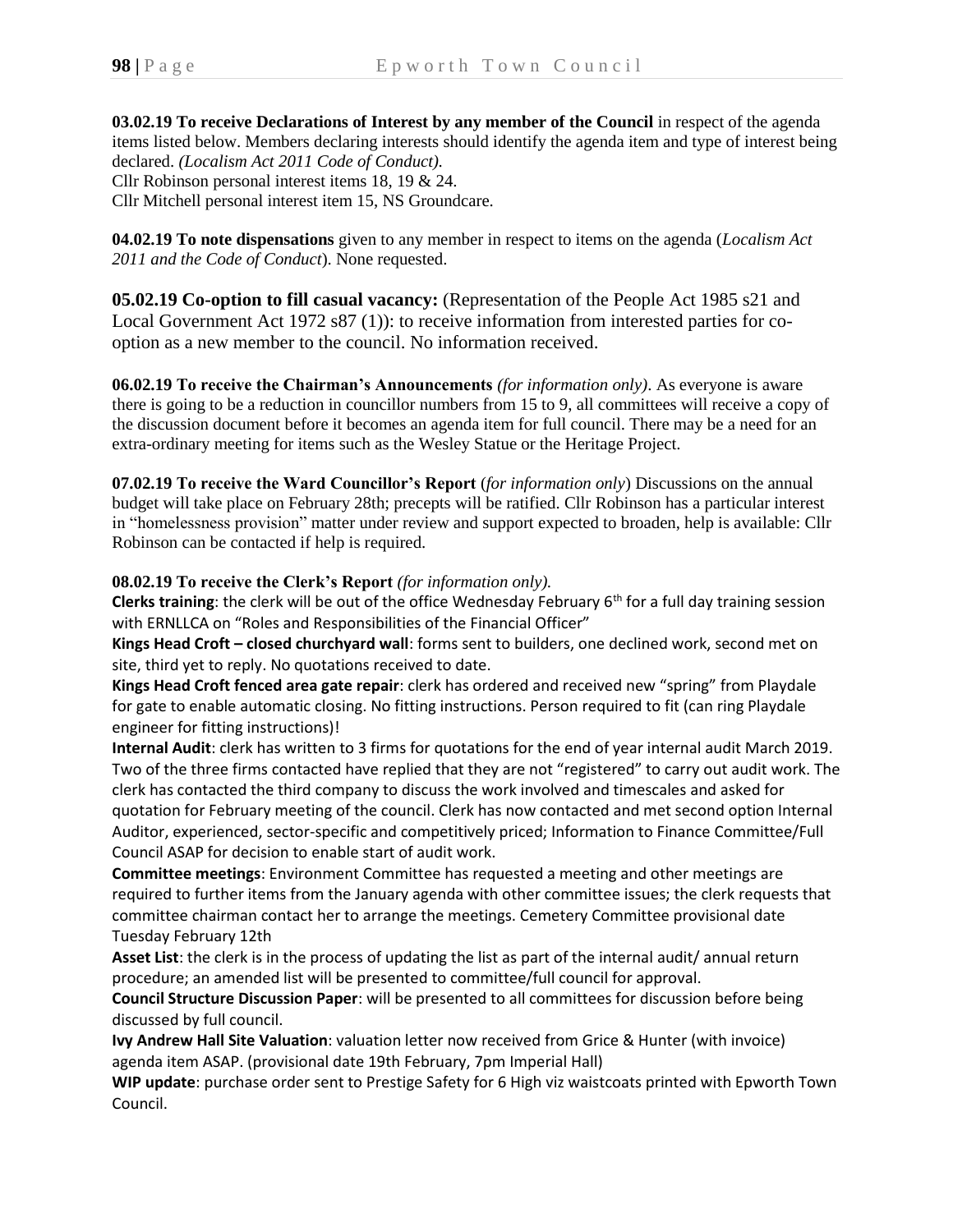**03.02.19 To receive Declarations of Interest by any member of the Council** in respect of the agenda items listed below. Members declaring interests should identify the agenda item and type of interest being declared. *(Localism Act 2011 Code of Conduct).*
Cllr Robinson personal interest items 18, 19 & 24.
Cllr Mitchell personal interest item 15, NS Groundcare.

**04.02.19 To note dispensations** given to any member in respect to items on the agenda (*Localism Act 2011 and the Code of Conduct*). None requested.

**05.02.19 Co-option to fill casual vacancy:** (Representation of the People Act 1985 s21 and Local Government Act 1972 s87 (1)): to receive information from interested parties for co-option as a new member to the council. No information received.

**06.02.19 To receive the Chairman's Announcements** *(for information only)*. As everyone is aware there is going to be a reduction in councillor numbers from 15 to 9, all committees will receive a copy of the discussion document before it becomes an agenda item for full council. There may be a need for an extra-ordinary meeting for items such as the Wesley Statue or the Heritage Project.

**07.02.19 To receive the Ward Councillor's Report** (*for information only*) Discussions on the annual budget will take place on February 28th; precepts will be ratified. Cllr Robinson has a particular interest in "homelessness provision" matter under review and support expected to broaden, help is available: Cllr Robinson can be contacted if help is required.

**08.02.19 To receive the Clerk's Report** *(for information only).*
**Clerks training**: the clerk will be out of the office Wednesday February 6th for a full day training session with ERNLLCA on "Roles and Responsibilities of the Financial Officer"
**Kings Head Croft – closed churchyard wall**: forms sent to builders, one declined work, second met on site, third yet to reply. No quotations received to date.
**Kings Head Croft fenced area gate repair**: clerk has ordered and received new "spring" from Playdale for gate to enable automatic closing. No fitting instructions. Person required to fit (can ring Playdale engineer for fitting instructions)!
**Internal Audit**: clerk has written to 3 firms for quotations for the end of year internal audit March 2019. Two of the three firms contacted have replied that they are not "registered" to carry out audit work. The clerk has contacted the third company to discuss the work involved and timescales and asked for quotation for February meeting of the council. Clerk has now contacted and met second option Internal Auditor, experienced, sector-specific and competitively priced; Information to Finance Committee/Full Council ASAP for decision to enable start of audit work.
**Committee meetings**: Environment Committee has requested a meeting and other meetings are required to further items from the January agenda with other committee issues; the clerk requests that committee chairman contact her to arrange the meetings. Cemetery Committee provisional date Tuesday February 12th
**Asset List**: the clerk is in the process of updating the list as part of the internal audit/ annual return procedure; an amended list will be presented to committee/full council for approval.
**Council Structure Discussion Paper**: will be presented to all committees for discussion before being discussed by full council.
**Ivy Andrew Hall Site Valuation**: valuation letter now received from Grice & Hunter (with invoice) agenda item ASAP. (provisional date 19th February, 7pm Imperial Hall)
**WIP update**: purchase order sent to Prestige Safety for 6 High viz waistcoats printed with Epworth Town Council.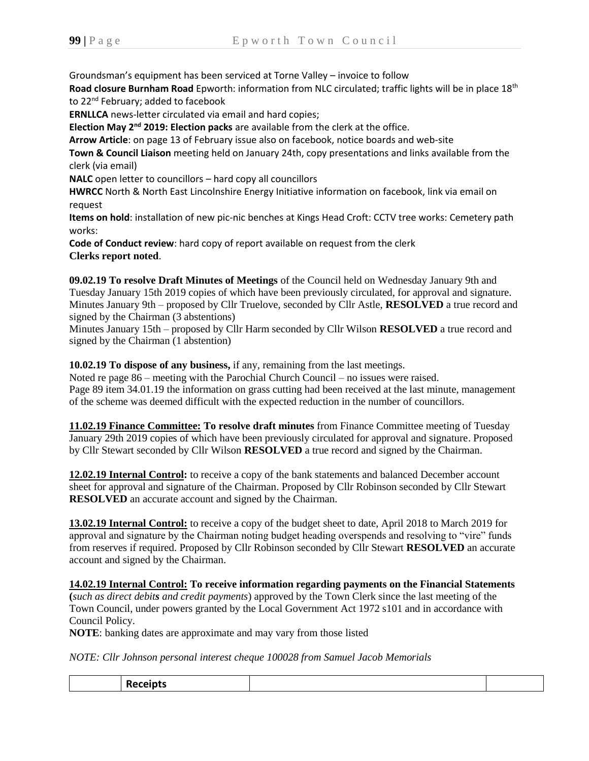Groundsman's equipment has been serviced at Torne Valley – invoice to follow

**Road closure Burnham Road** Epworth: information from NLC circulated; traffic lights will be in place 18th to 22nd February; added to facebook

**ERNLLCA** news-letter circulated via email and hard copies;

**Election May 2nd 2019: Election packs** are available from the clerk at the office.

**Arrow Article**: on page 13 of February issue also on facebook, notice boards and web-site

**Town & Council Liaison** meeting held on January 24th, copy presentations and links available from the clerk (via email)

**NALC** open letter to councillors – hard copy all councillors

**HWRCC** North & North East Lincolnshire Energy Initiative information on facebook, link via email on request

**Items on hold**: installation of new pic-nic benches at Kings Head Croft: CCTV tree works: Cemetery path works:

**Code of Conduct review**: hard copy of report available on request from the clerk

**Clerks report noted**.

**09.02.19 To resolve Draft Minutes of Meetings** of the Council held on Wednesday January 9th and Tuesday January 15th 2019 copies of which have been previously circulated, for approval and signature. Minutes January 9th – proposed by Cllr Truelove, seconded by Cllr Astle, **RESOLVED** a true record and signed by the Chairman (3 abstentions)

Minutes January 15th – proposed by Cllr Harm seconded by Cllr Wilson **RESOLVED** a true record and signed by the Chairman (1 abstention)

**10.02.19 To dispose of any business,** if any, remaining from the last meetings.

Noted re page 86 – meeting with the Parochial Church Council – no issues were raised.

Page 89 item 34.01.19 the information on grass cutting had been received at the last minute, management of the scheme was deemed difficult with the expected reduction in the number of councillors.

**11.02.19 Finance Committee: To resolve draft minutes** from Finance Committee meeting of Tuesday January 29th 2019 copies of which have been previously circulated for approval and signature. Proposed by Cllr Stewart seconded by Cllr Wilson **RESOLVED** a true record and signed by the Chairman.

**12.02.19 Internal Control:** to receive a copy of the bank statements and balanced December account sheet for approval and signature of the Chairman. Proposed by Cllr Robinson seconded by Cllr Stewart **RESOLVED** an accurate account and signed by the Chairman.

**13.02.19 Internal Control:** to receive a copy of the budget sheet to date, April 2018 to March 2019 for approval and signature by the Chairman noting budget heading overspends and resolving to "vire" funds from reserves if required. Proposed by Cllr Robinson seconded by Cllr Stewart **RESOLVED** an accurate account and signed by the Chairman.

**14.02.19 Internal Control: To receive information regarding payments on the Financial Statements (***such as direct debits and credit payments*) approved by the Town Clerk since the last meeting of the Town Council, under powers granted by the Local Government Act 1972 s101 and in accordance with Council Policy.

**NOTE**: banking dates are approximate and may vary from those listed

*NOTE: Cllr Johnson personal interest cheque 100028 from Samuel Jacob Memorials*

| | **Receipts** | | |
|---|---|---|---|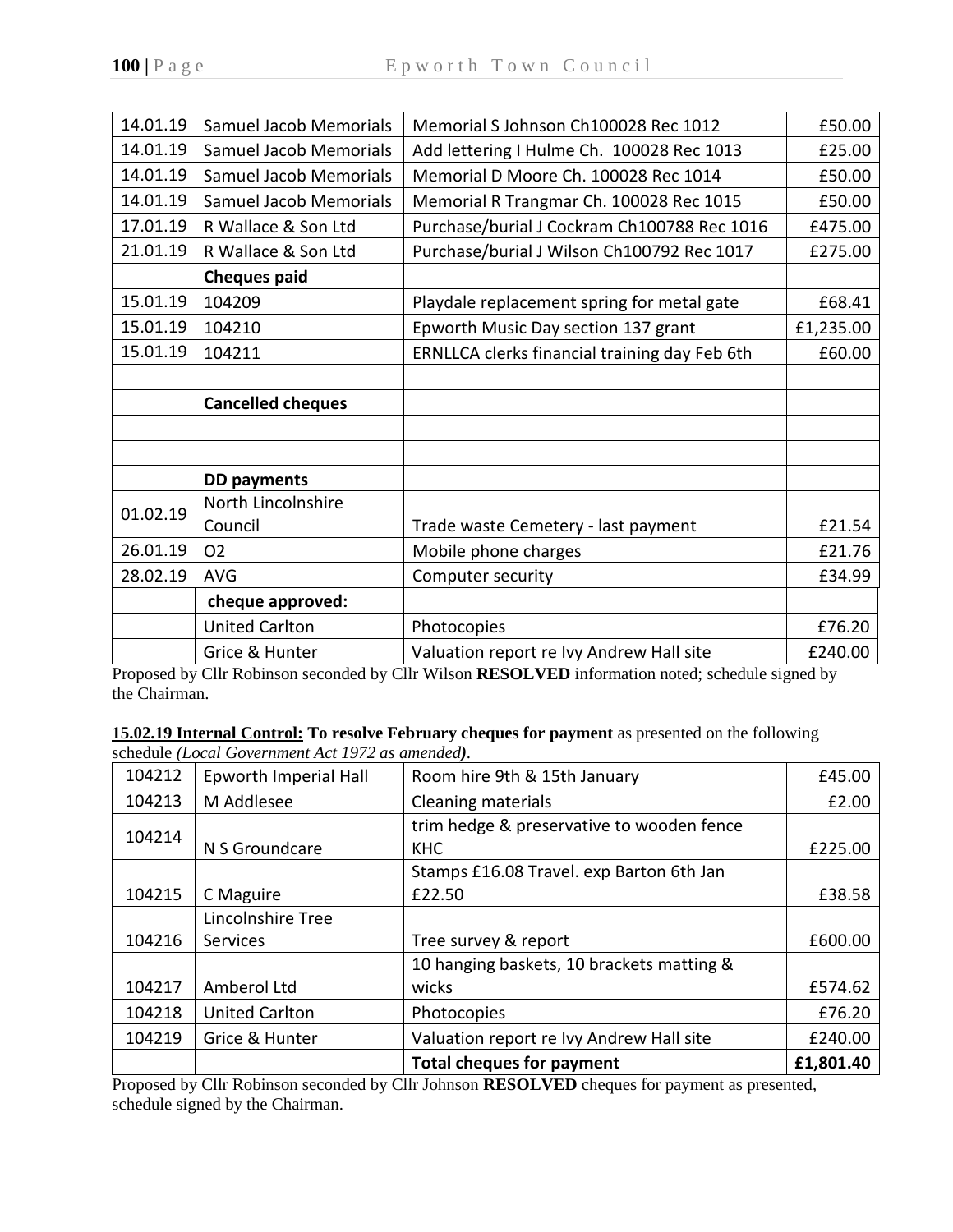| | | | |
|---|---|---|---|
| 14.01.19 | Samuel Jacob Memorials | Memorial S Johnson Ch100028 Rec 1012 | £50.00 |
| 14.01.19 | Samuel Jacob Memorials | Add lettering I Hulme Ch. 100028 Rec 1013 | £25.00 |
| 14.01.19 | Samuel Jacob Memorials | Memorial D Moore Ch. 100028 Rec 1014 | £50.00 |
| 14.01.19 | Samuel Jacob Memorials | Memorial R Trangmar Ch. 100028 Rec 1015 | £50.00 |
| 17.01.19 | R Wallace & Son Ltd | Purchase/burial J Cockram Ch100788 Rec 1016 | £475.00 |
| 21.01.19 | R Wallace & Son Ltd | Purchase/burial J Wilson Ch100792 Rec 1017 | £275.00 |
| | **Cheques paid** | | |
| 15.01.19 | 104209 | Playdale replacement spring for metal gate | £68.41 |
| 15.01.19 | 104210 | Epworth Music Day section 137 grant | £1,235.00 |
| 15.01.19 | 104211 | ERNLLCA clerks financial training day Feb 6th | £60.00 |
| | | | |
| | **Cancelled cheques** | | |
| | | | |
| | | | |
| | **DD payments** | | |
| 01.02.19 | North Lincolnshire Council | Trade waste Cemetery - last payment | £21.54 |
| 26.01.19 | O2 | Mobile phone charges | £21.76 |
| 28.02.19 | AVG | Computer security | £34.99 |
| | **cheque approved:** | | |
| | United Carlton | Photocopies | £76.20 |
| | Grice & Hunter | Valuation report re Ivy Andrew Hall site | £240.00 |

Proposed by Cllr Robinson seconded by Cllr Wilson **RESOLVED** information noted; schedule signed by the Chairman.

**15.02.19 Internal Control: To resolve February cheques for payment** as presented on the following schedule *(Local Government Act 1972 as amended)*.

| | | | |
|---|---|---|---|
| 104212 | Epworth Imperial Hall | Room hire 9th & 15th January | £45.00 |
| 104213 | M Addlesee | Cleaning materials | £2.00 |
| 104214 | N S Groundcare | trim hedge & preservative to wooden fence KHC | £225.00 |
| 104215 | C Maguire | Stamps £16.08 Travel. exp Barton 6th Jan £22.50 | £38.58 |
| 104216 | Lincolnshire Tree Services | Tree survey & report | £600.00 |
| 104217 | Amberol Ltd | 10 hanging baskets, 10 brackets matting & wicks | £574.62 |
| 104218 | United Carlton | Photocopies | £76.20 |
| 104219 | Grice & Hunter | Valuation report re Ivy Andrew Hall site | £240.00 |
| | | **Total cheques for payment** | **£1,801.40** |

Proposed by Cllr Robinson seconded by Cllr Johnson **RESOLVED** cheques for payment as presented, schedule signed by the Chairman.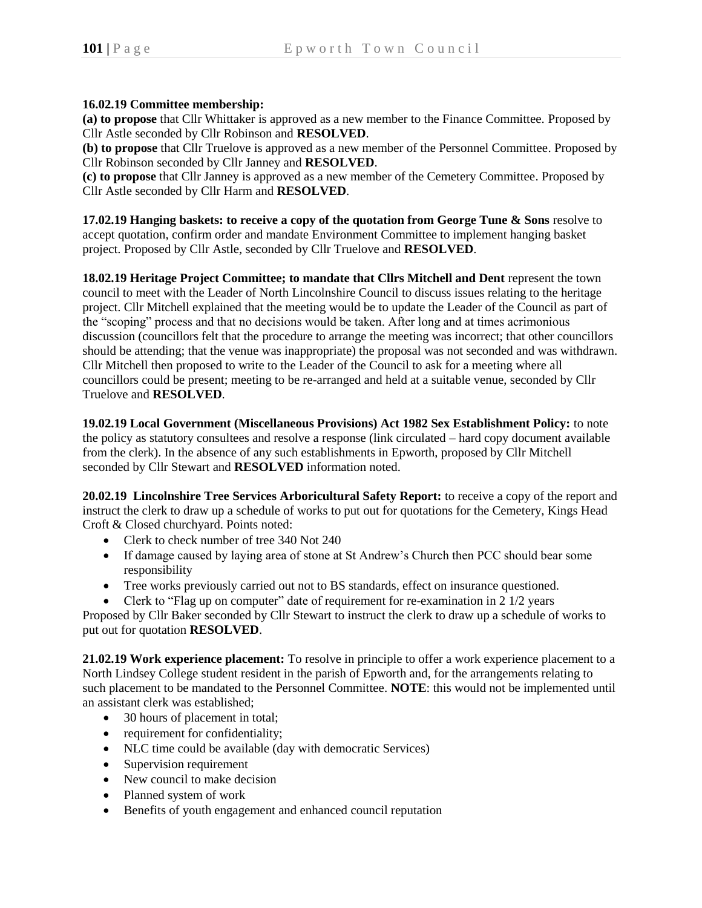**16.02.19 Committee membership:**

**(a) to propose** that Cllr Whittaker is approved as a new member to the Finance Committee. Proposed by Cllr Astle seconded by Cllr Robinson and **RESOLVED**.

**(b) to propose** that Cllr Truelove is approved as a new member of the Personnel Committee. Proposed by Cllr Robinson seconded by Cllr Janney and **RESOLVED**.

**(c) to propose** that Cllr Janney is approved as a new member of the Cemetery Committee. Proposed by Cllr Astle seconded by Cllr Harm and **RESOLVED**.

**17.02.19 Hanging baskets: to receive a copy of the quotation from George Tune & Sons** resolve to accept quotation, confirm order and mandate Environment Committee to implement hanging basket project. Proposed by Cllr Astle, seconded by Cllr Truelove and **RESOLVED**.

**18.02.19 Heritage Project Committee; to mandate that Cllrs Mitchell and Dent** represent the town council to meet with the Leader of North Lincolnshire Council to discuss issues relating to the heritage project. Cllr Mitchell explained that the meeting would be to update the Leader of the Council as part of the "scoping" process and that no decisions would be taken. After long and at times acrimonious discussion (councillors felt that the procedure to arrange the meeting was incorrect; that other councillors should be attending; that the venue was inappropriate) the proposal was not seconded and was withdrawn. Cllr Mitchell then proposed to write to the Leader of the Council to ask for a meeting where all councillors could be present; meeting to be re-arranged and held at a suitable venue, seconded by Cllr Truelove and **RESOLVED**.

**19.02.19 Local Government (Miscellaneous Provisions) Act 1982 Sex Establishment Policy:** to note the policy as statutory consultees and resolve a response (link circulated – hard copy document available from the clerk). In the absence of any such establishments in Epworth, proposed by Cllr Mitchell seconded by Cllr Stewart and **RESOLVED** information noted.

**20.02.19 Lincolnshire Tree Services Arboricultural Safety Report:** to receive a copy of the report and instruct the clerk to draw up a schedule of works to put out for quotations for the Cemetery, Kings Head Croft & Closed churchyard. Points noted:

- Clerk to check number of tree 340 Not 240
- If damage caused by laying area of stone at St Andrew's Church then PCC should bear some responsibility
- Tree works previously carried out not to BS standards, effect on insurance questioned.
- Clerk to "Flag up on computer" date of requirement for re-examination in 2 1/2 years

Proposed by Cllr Baker seconded by Cllr Stewart to instruct the clerk to draw up a schedule of works to put out for quotation **RESOLVED**.

**21.02.19 Work experience placement:** To resolve in principle to offer a work experience placement to a North Lindsey College student resident in the parish of Epworth and, for the arrangements relating to such placement to be mandated to the Personnel Committee. **NOTE**: this would not be implemented until an assistant clerk was established;

- 30 hours of placement in total;
- requirement for confidentiality;
- NLC time could be available (day with democratic Services)
- Supervision requirement
- New council to make decision
- Planned system of work
- Benefits of youth engagement and enhanced council reputation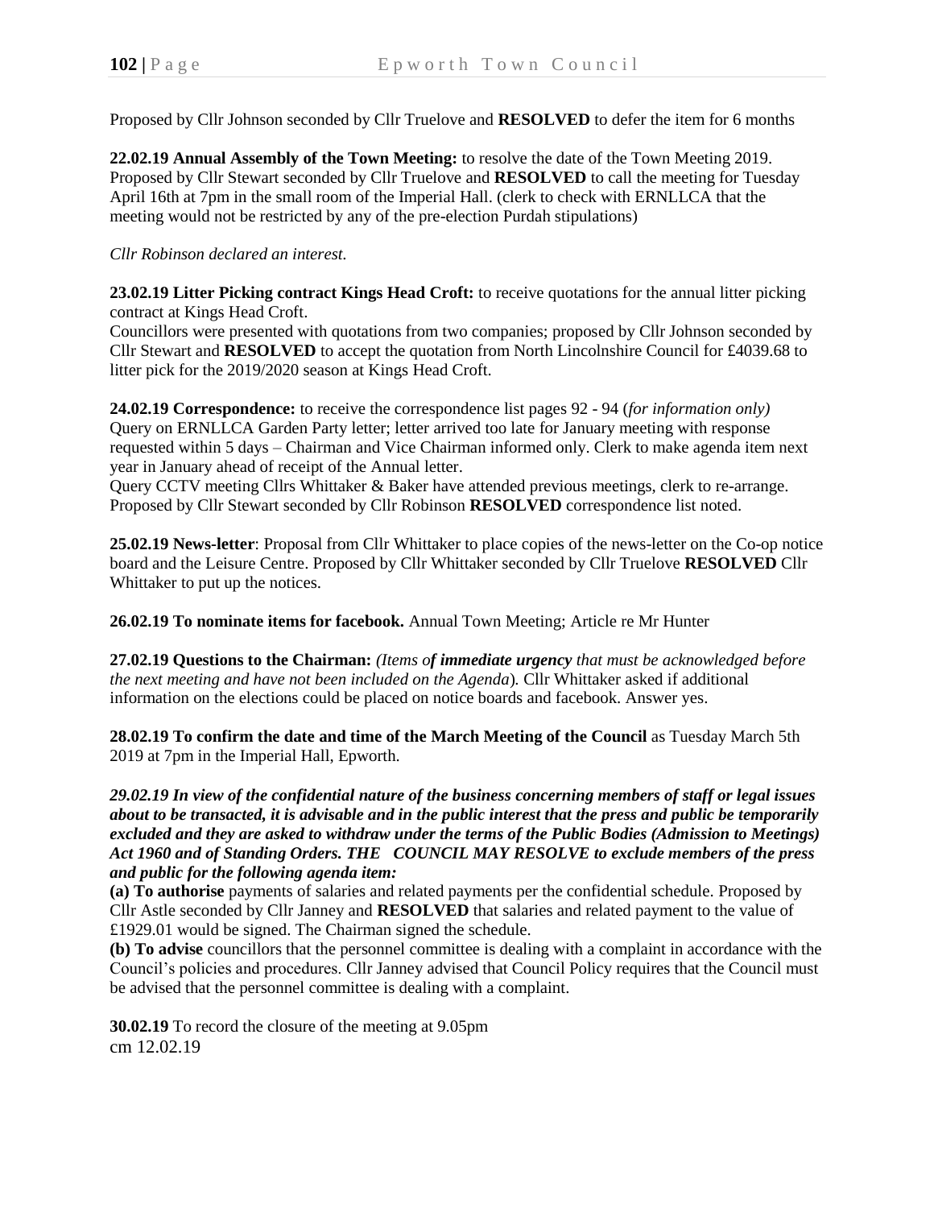Proposed by Cllr Johnson seconded by Cllr Truelove and **RESOLVED** to defer the item for 6 months

**22.02.19 Annual Assembly of the Town Meeting:** to resolve the date of the Town Meeting 2019. Proposed by Cllr Stewart seconded by Cllr Truelove and **RESOLVED** to call the meeting for Tuesday April 16th at 7pm in the small room of the Imperial Hall. (clerk to check with ERNLLCA that the meeting would not be restricted by any of the pre-election Purdah stipulations)

*Cllr Robinson declared an interest.*

**23.02.19 Litter Picking contract Kings Head Croft:** to receive quotations for the annual litter picking contract at Kings Head Croft.
Councillors were presented with quotations from two companies; proposed by Cllr Johnson seconded by Cllr Stewart and **RESOLVED** to accept the quotation from North Lincolnshire Council for £4039.68 to litter pick for the 2019/2020 season at Kings Head Croft.

**24.02.19 Correspondence:** to receive the correspondence list pages 92 - 94 (*for information only)*
Query on ERNLLCA Garden Party letter; letter arrived too late for January meeting with response requested within 5 days – Chairman and Vice Chairman informed only. Clerk to make agenda item next year in January ahead of receipt of the Annual letter.
Query CCTV meeting Cllrs Whittaker & Baker have attended previous meetings, clerk to re-arrange.
Proposed by Cllr Stewart seconded by Cllr Robinson **RESOLVED** correspondence list noted.

**25.02.19 News-letter**: Proposal from Cllr Whittaker to place copies of the news-letter on the Co-op notice board and the Leisure Centre. Proposed by Cllr Whittaker seconded by Cllr Truelove **RESOLVED** Cllr Whittaker to put up the notices.

**26.02.19 To nominate items for facebook.** Annual Town Meeting; Article re Mr Hunter

**27.02.19 Questions to the Chairman:** *(Items o**f immediate urgency** that must be acknowledged before the next meeting and have not been included on the Agenda*). Cllr Whittaker asked if additional information on the elections could be placed on notice boards and facebook. Answer yes.

**28.02.19 To confirm the date and time of the March Meeting of the Council** as Tuesday March 5th 2019 at 7pm in the Imperial Hall, Epworth.

***29.02.19 In view of the confidential nature of the business concerning members of staff or legal issues about to be transacted, it is advisable and in the public interest that the press and public be temporarily excluded and they are asked to withdraw under the terms of the Public Bodies (Admission to Meetings) Act 1960 and of Standing Orders. THE COUNCIL MAY RESOLVE to exclude members of the press and public for the following agenda item:***

**(a) To authorise** payments of salaries and related payments per the confidential schedule. Proposed by Cllr Astle seconded by Cllr Janney and **RESOLVED** that salaries and related payment to the value of £1929.01 would be signed. The Chairman signed the schedule.

**(b) To advise** councillors that the personnel committee is dealing with a complaint in accordance with the Council's policies and procedures. Cllr Janney advised that Council Policy requires that the Council must be advised that the personnel committee is dealing with a complaint.

**30.02.19** To record the closure of the meeting at 9.05pm
cm 12.02.19